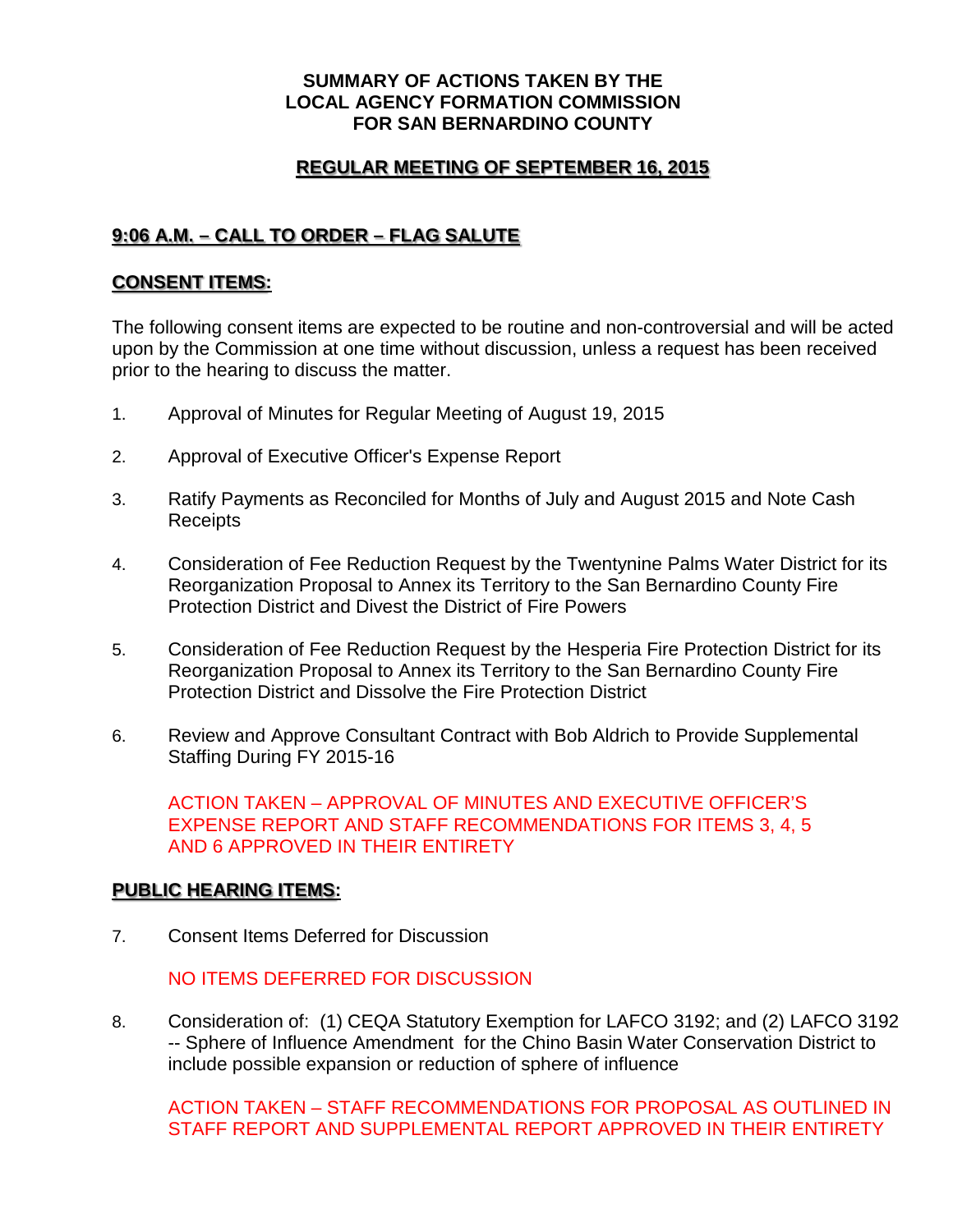**SUMMARY OF ACTIONS TAKEN BY THE LOCAL AGENCY FORMATION COMMISSION FOR SAN BERNARDINO COUNTY**

## REGULAR MEETING OF SEPTEMBER 16, 2015

### 9:06 A.M. – CALL TO ORDER – FLAG SALUTE

### CONSENT ITEMS:

The following consent items are expected to be routine and non-controversial and will be acted upon by the Commission at one time without discussion, unless a request has been received prior to the hearing to discuss the matter.

1. Approval of Minutes for Regular Meeting of August 19, 2015

2. Approval of Executive Officer's Expense Report

3. Ratify Payments as Reconciled for Months of July and August 2015 and Note Cash Receipts

4. Consideration of Fee Reduction Request by the Twentynine Palms Water District for its Reorganization Proposal to Annex its Territory to the San Bernardino County Fire Protection District and Divest the District of Fire Powers

5. Consideration of Fee Reduction Request by the Hesperia Fire Protection District for its Reorganization Proposal to Annex its Territory to the San Bernardino County Fire Protection District and Dissolve the Fire Protection District

6. Review and Approve Consultant Contract with Bob Aldrich to Provide Supplemental Staffing During FY 2015-16

   ACTION TAKEN – APPROVAL OF MINUTES AND EXECUTIVE OFFICER'S EXPENSE REPORT AND STAFF RECOMMENDATIONS FOR ITEMS 3, 4, 5 AND 6 APPROVED IN THEIR ENTIRETY

### PUBLIC HEARING ITEMS:

7. Consent Items Deferred for Discussion

   NO ITEMS DEFERRED FOR DISCUSSION

8. Consideration of: (1) CEQA Statutory Exemption for LAFCO 3192; and (2) LAFCO 3192 -- Sphere of Influence Amendment for the Chino Basin Water Conservation District to include possible expansion or reduction of sphere of influence

   ACTION TAKEN – STAFF RECOMMENDATIONS FOR PROPOSAL AS OUTLINED IN STAFF REPORT AND SUPPLEMENTAL REPORT APPROVED IN THEIR ENTIRETY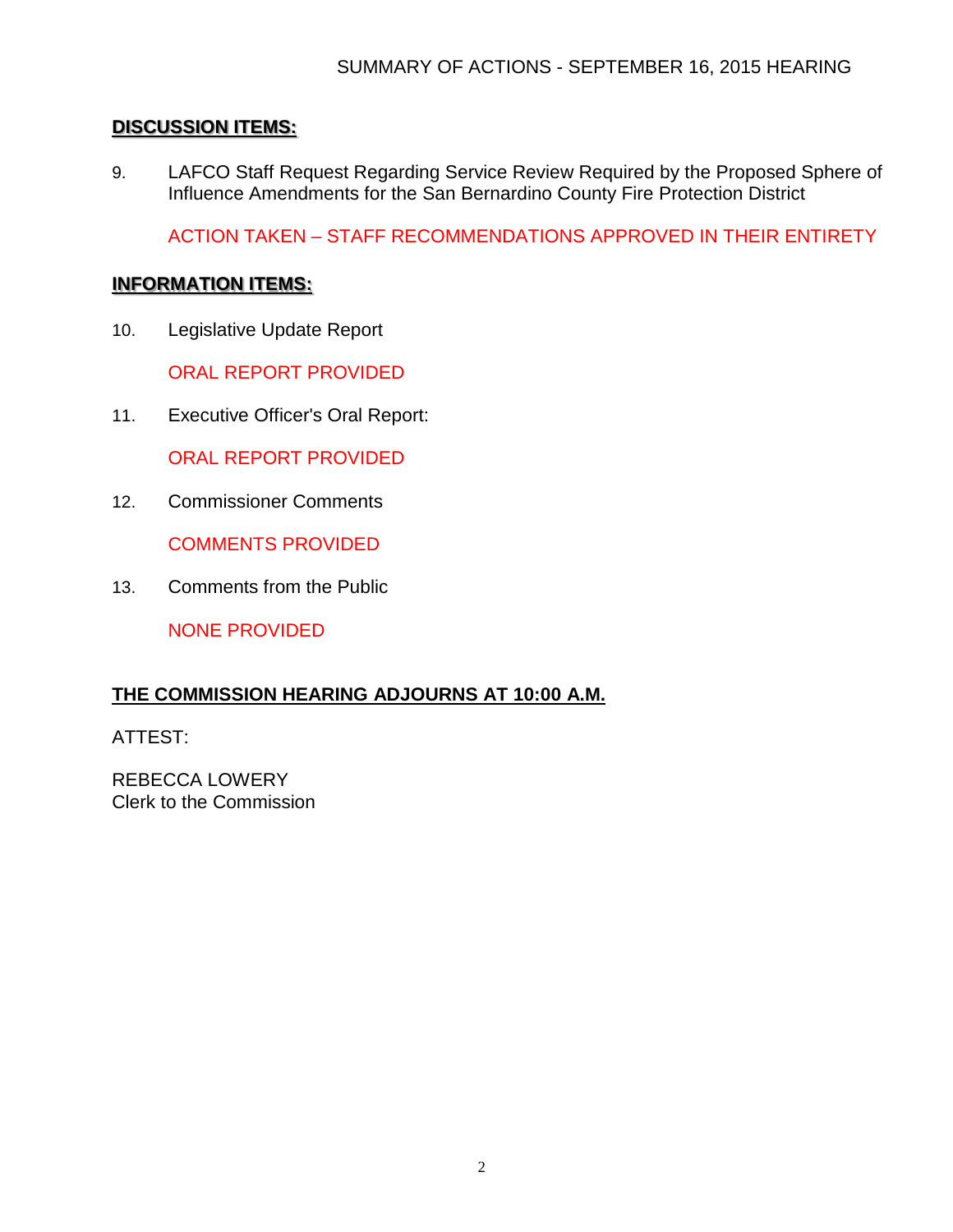SUMMARY OF ACTIONS - SEPTEMBER 16, 2015 HEARING

**DISCUSSION ITEMS:**

9. LAFCO Staff Request Regarding Service Review Required by the Proposed Sphere of Influence Amendments for the San Bernardino County Fire Protection District

   ACTION TAKEN – STAFF RECOMMENDATIONS APPROVED IN THEIR ENTIRETY

**INFORMATION ITEMS:**

10. Legislative Update Report

    ORAL REPORT PROVIDED

11. Executive Officer's Oral Report:

    ORAL REPORT PROVIDED

12. Commissioner Comments

    COMMENTS PROVIDED

13. Comments from the Public

    NONE PROVIDED

**THE COMMISSION HEARING ADJOURNS AT 10:00 A.M.**

ATTEST:

REBECCA LOWERY
Clerk to the Commission